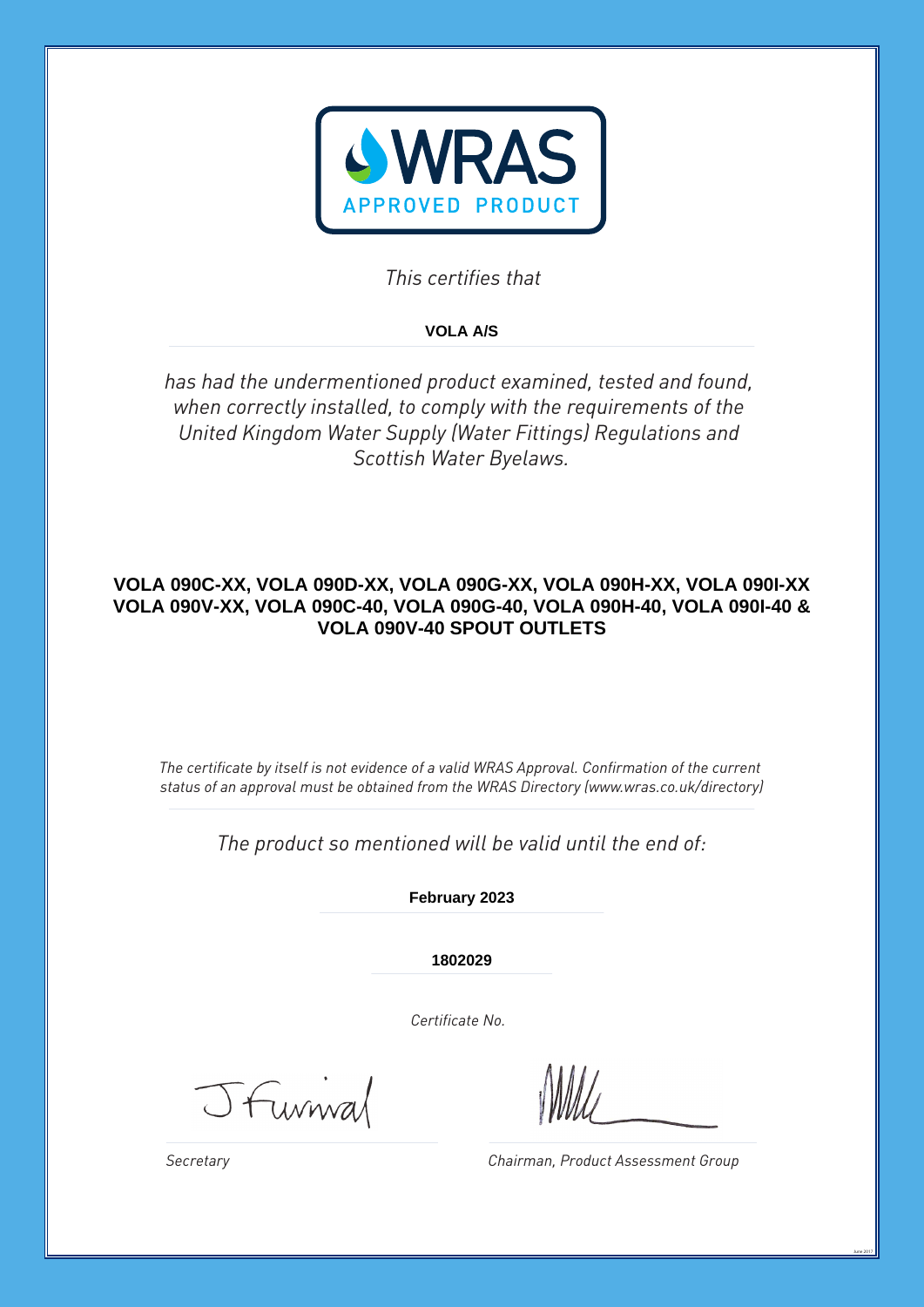**WRAS**

**APPROVED PRODUCT**

*This certifies that*

**VOLA A/S**

*has had the undermentioned product examined, tested and found, when correctly installed, to comply with the requirements of the United Kingdom Water Supply (Water Fittings) Regulations and Scottish Water Byelaws.*

**VOLA 090C-XX, VOLA 090D-XX, VOLA 090G-XX, VOLA 090H-XX, VOLA 090I-XX VOLA 090V-XX, VOLA 090C-40, VOLA 090G-40, VOLA 090H-40, VOLA 090I-40 & VOLA 090V-40 SPOUT OUTLETS**

*The certificate by itself is not evidence of a valid WRAS Approval. Confirmation of the current status of an approval must be obtained from the WRAS Directory (www.wras.co.uk/directory)*

*The product so mentioned will be valid until the end of:*

**February 2023**

**1802029**

*Certificate No.*

*Secretary*

*Chairman, Product Assessment Group*

June 2017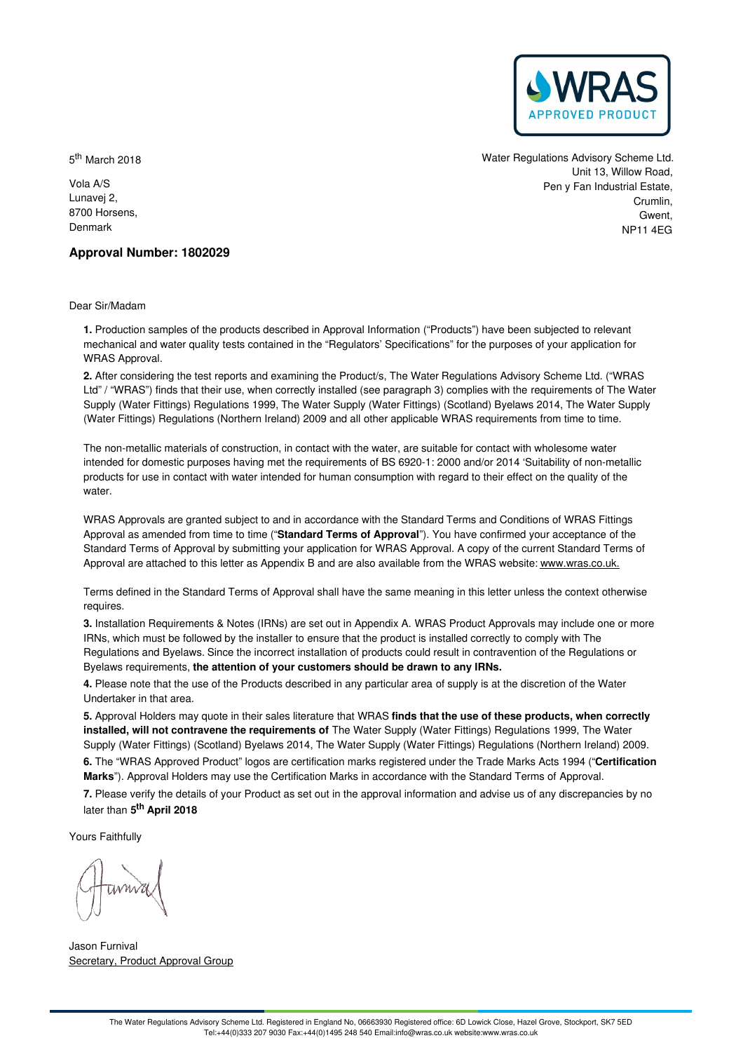WRAS APPROVED PRODUCT

5th March 2018

Vola A/S
Lunavej 2,
8700 Horsens,
Denmark

Water Regulations Advisory Scheme Ltd.
Unit 13, Willow Road,
Pen y Fan Industrial Estate,
Crumlin,
Gwent,
NP11 4EG

**Approval Number: 1802029**

Dear Sir/Madam

**1.** Production samples of the products described in Approval Information ("Products") have been subjected to relevant mechanical and water quality tests contained in the "Regulators' Specifications" for the purposes of your application for WRAS Approval.

**2.** After considering the test reports and examining the Product/s, The Water Regulations Advisory Scheme Ltd. ("WRAS Ltd" / "WRAS") finds that their use, when correctly installed (see paragraph 3) complies with the requirements of The Water Supply (Water Fittings) Regulations 1999, The Water Supply (Water Fittings) (Scotland) Byelaws 2014, The Water Supply (Water Fittings) Regulations (Northern Ireland) 2009 and all other applicable WRAS requirements from time to time.

The non-metallic materials of construction, in contact with the water, are suitable for contact with wholesome water intended for domestic purposes having met the requirements of BS 6920-1: 2000 and/or 2014 'Suitability of non-metallic products for use in contact with water intended for human consumption with regard to their effect on the quality of the water.

WRAS Approvals are granted subject to and in accordance with the Standard Terms and Conditions of WRAS Fittings Approval as amended from time to time ("**Standard Terms of Approval**"). You have confirmed your acceptance of the Standard Terms of Approval by submitting your application for WRAS Approval. A copy of the current Standard Terms of Approval are attached to this letter as Appendix B and are also available from the WRAS website: www.wras.co.uk.

Terms defined in the Standard Terms of Approval shall have the same meaning in this letter unless the context otherwise requires.

**3.** Installation Requirements & Notes (IRNs) are set out in Appendix A. WRAS Product Approvals may include one or more IRNs, which must be followed by the installer to ensure that the product is installed correctly to comply with The Regulations and Byelaws. Since the incorrect installation of products could result in contravention of the Regulations or Byelaws requirements, **the attention of your customers should be drawn to any IRNs.**

**4.** Please note that the use of the Products described in any particular area of supply is at the discretion of the Water Undertaker in that area.

**5.** Approval Holders may quote in their sales literature that WRAS **finds that the use of these products, when correctly installed, will not contravene the requirements of** The Water Supply (Water Fittings) Regulations 1999, The Water Supply (Water Fittings) (Scotland) Byelaws 2014, The Water Supply (Water Fittings) Regulations (Northern Ireland) 2009.

**6.** The "WRAS Approved Product" logos are certification marks registered under the Trade Marks Acts 1994 ("**Certification Marks**"). Approval Holders may use the Certification Marks in accordance with the Standard Terms of Approval.

**7.** Please verify the details of your Product as set out in the approval information and advise us of any discrepancies by no later than **5th April 2018**

Yours Faithfully

Jason Furnival
Secretary, Product Approval Group

The Water Regulations Advisory Scheme Ltd. Registered in England No, 06663930 Registered office: 6D Lowick Close, Hazel Grove, Stockport, SK7 5ED
Tel:+44(0)333 207 9030 Fax:+44(0)1495 248 540 Email:info@wras.co.uk website:www.wras.co.uk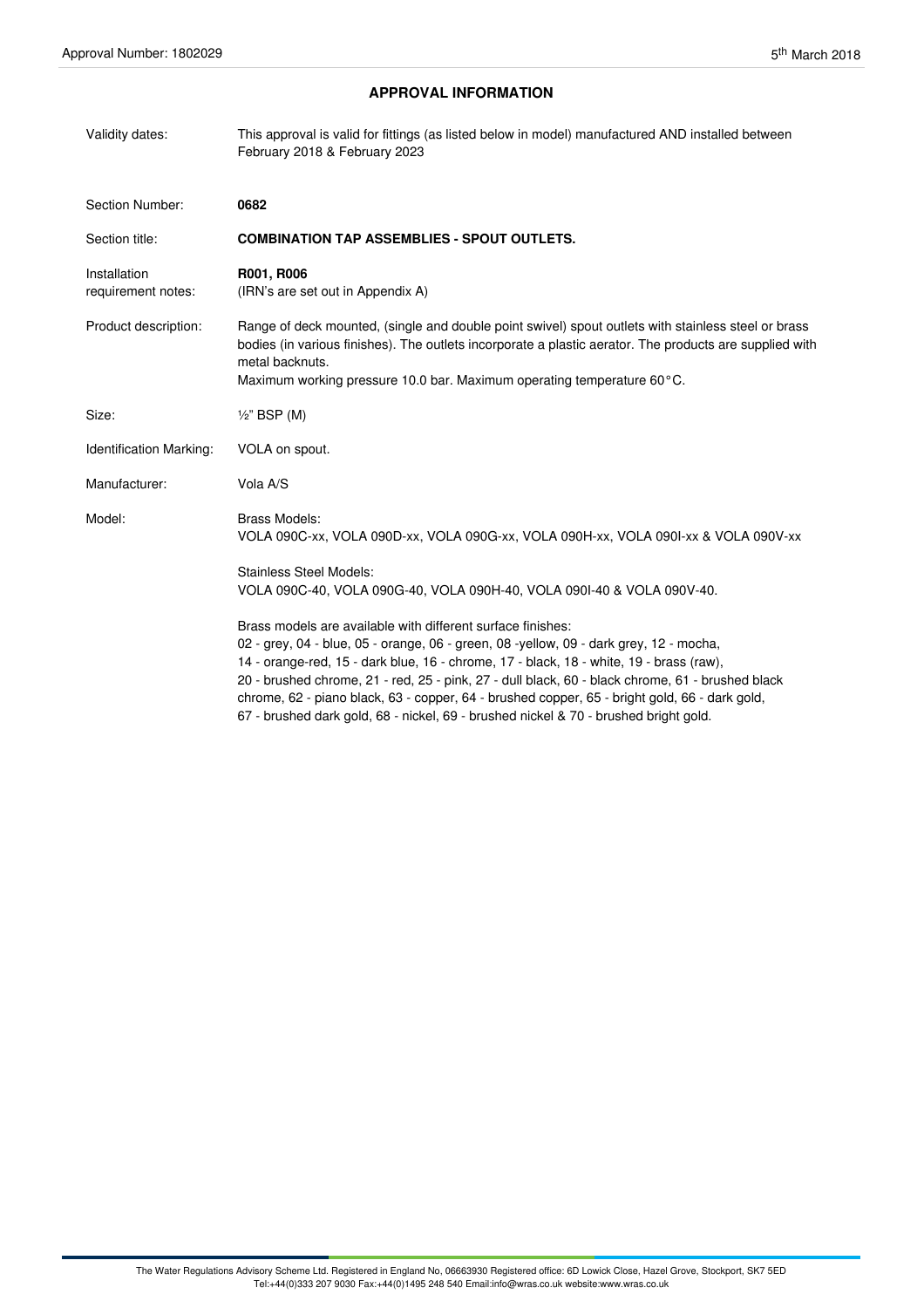## APPROVAL INFORMATION

| | |
|---|---|
| Validity dates: | This approval is valid for fittings (as listed below in model) manufactured AND installed between February 2018 & February 2023 |
| Section Number: | **0682** |
| Section title: | **COMBINATION TAP ASSEMBLIES - SPOUT OUTLETS.** |
| Installation requirement notes: | **R001, R006** (IRN's are set out in Appendix A) |
| Product description: | Range of deck mounted, (single and double point swivel) spout outlets with stainless steel or brass bodies (in various finishes). The outlets incorporate a plastic aerator. The products are supplied with metal backnuts. Maximum working pressure 10.0 bar. Maximum operating temperature 60°C. |
| Size: | ½" BSP (M) |
| Identification Marking: | VOLA on spout. |
| Manufacturer: | Vola A/S |
| Model: | Brass Models: VOLA 090C-xx, VOLA 090D-xx, VOLA 090G-xx, VOLA 090H-xx, VOLA 090I-xx & VOLA 090V-xx<br><br>Stainless Steel Models: VOLA 090C-40, VOLA 090G-40, VOLA 090H-40, VOLA 090I-40 & VOLA 090V-40.<br><br>Brass models are available with different surface finishes: 02 - grey, 04 - blue, 05 - orange, 06 - green, 08 -yellow, 09 - dark grey, 12 - mocha, 14 - orange-red, 15 - dark blue, 16 - chrome, 17 - black, 18 - white, 19 - brass (raw), 20 - brushed chrome, 21 - red, 25 - pink, 27 - dull black, 60 - black chrome, 61 - brushed black chrome, 62 - piano black, 63 - copper, 64 - brushed copper, 65 - bright gold, 66 - dark gold, 67 - brushed dark gold, 68 - nickel, 69 - brushed nickel & 70 - brushed bright gold. |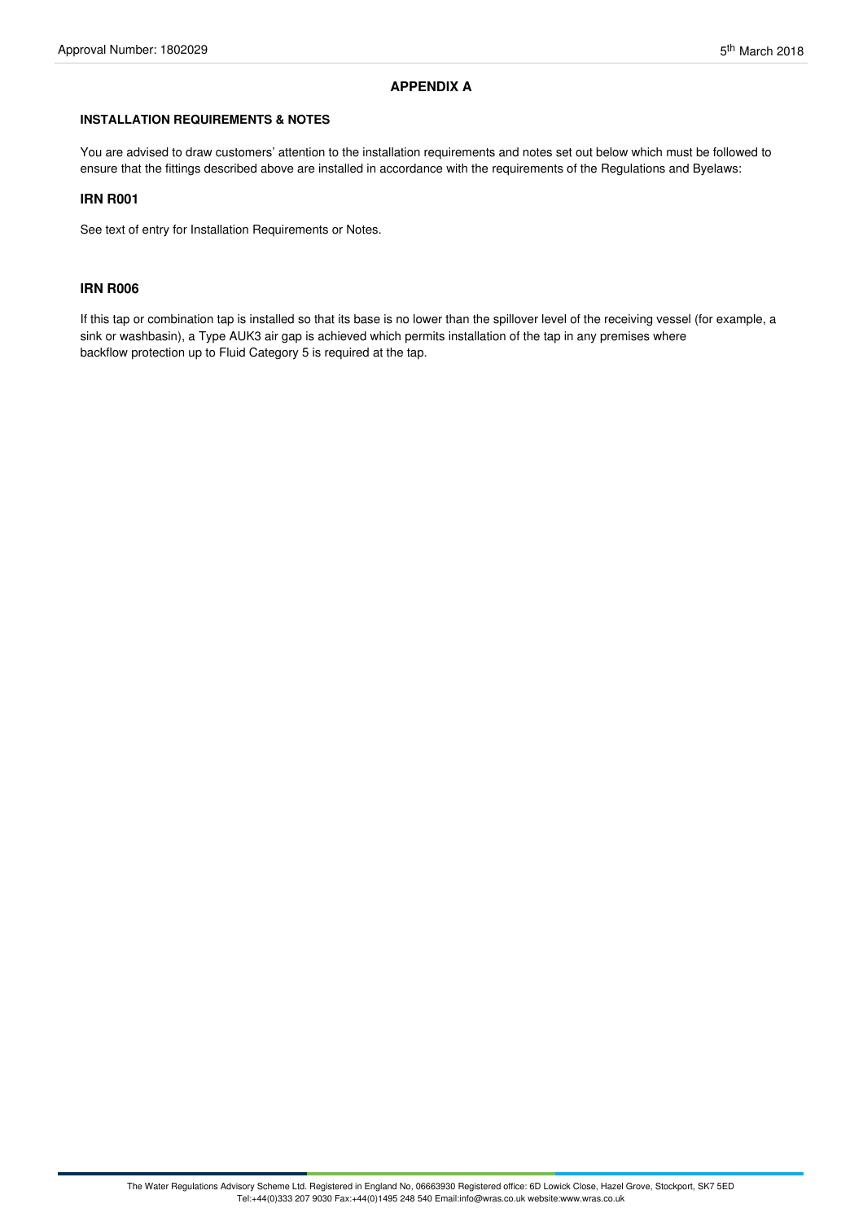## APPENDIX A

### INSTALLATION REQUIREMENTS & NOTES

You are advised to draw customers' attention to the installation requirements and notes set out below which must be followed to ensure that the fittings described above are installed in accordance with the requirements of the Regulations and Byelaws:

### IRN R001

See text of entry for Installation Requirements or Notes.

### IRN R006

If this tap or combination tap is installed so that its base is no lower than the spillover level of the receiving vessel (for example, a sink or washbasin), a Type AUK3 air gap is achieved which permits installation of the tap in any premises where backflow protection up to Fluid Category 5 is required at the tap.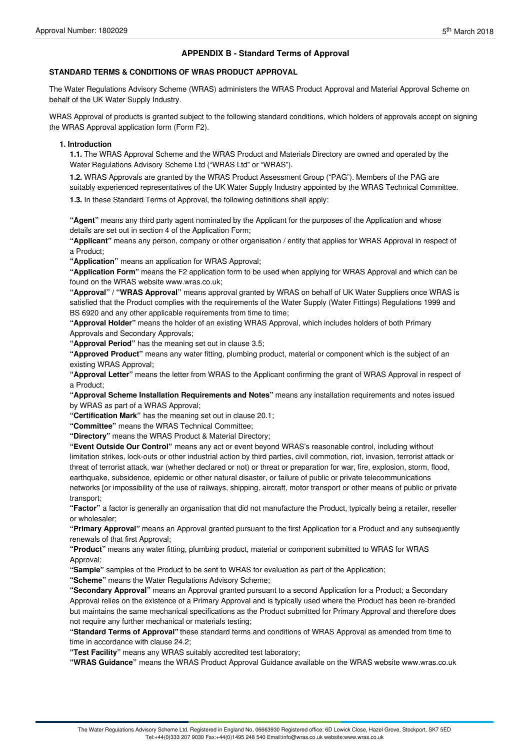## APPENDIX B - Standard Terms of Approval

### STANDARD TERMS & CONDITIONS OF WRAS PRODUCT APPROVAL

The Water Regulations Advisory Scheme (WRAS) administers the WRAS Product Approval and Material Approval Scheme on behalf of the UK Water Supply Industry.

WRAS Approval of products is granted subject to the following standard conditions, which holders of approvals accept on signing the WRAS Approval application form (Form F2).

**1. Introduction**

**1.1.** The WRAS Approval Scheme and the WRAS Product and Materials Directory are owned and operated by the Water Regulations Advisory Scheme Ltd ("WRAS Ltd" or "WRAS").

**1.2.** WRAS Approvals are granted by the WRAS Product Assessment Group ("PAG"). Members of the PAG are suitably experienced representatives of the UK Water Supply Industry appointed by the WRAS Technical Committee.

**1.3.** In these Standard Terms of Approval, the following definitions shall apply:

**"Agent"** means any third party agent nominated by the Applicant for the purposes of the Application and whose details are set out in section 4 of the Application Form;

**"Applicant"** means any person, company or other organisation / entity that applies for WRAS Approval in respect of a Product;

**"Application"** means an application for WRAS Approval;

**"Application Form"** means the F2 application form to be used when applying for WRAS Approval and which can be found on the WRAS website www.wras.co.uk;

**"Approval"** / **"WRAS Approval"** means approval granted by WRAS on behalf of UK Water Suppliers once WRAS is satisfied that the Product complies with the requirements of the Water Supply (Water Fittings) Regulations 1999 and BS 6920 and any other applicable requirements from time to time;

**"Approval Holder"** means the holder of an existing WRAS Approval, which includes holders of both Primary Approvals and Secondary Approvals;

**"Approval Period"** has the meaning set out in clause 3.5;

**"Approved Product"** means any water fitting, plumbing product, material or component which is the subject of an existing WRAS Approval;

**"Approval Letter"** means the letter from WRAS to the Applicant confirming the grant of WRAS Approval in respect of a Product;

**"Approval Scheme Installation Requirements and Notes"** means any installation requirements and notes issued by WRAS as part of a WRAS Approval;

**"Certification Mark"** has the meaning set out in clause 20.1;

**"Committee"** means the WRAS Technical Committee;

**"Directory"** means the WRAS Product & Material Directory;

**"Event Outside Our Control"** means any act or event beyond WRAS's reasonable control, including without limitation strikes, lock-outs or other industrial action by third parties, civil commotion, riot, invasion, terrorist attack or threat of terrorist attack, war (whether declared or not) or threat or preparation for war, fire, explosion, storm, flood, earthquake, subsidence, epidemic or other natural disaster, or failure of public or private telecommunications networks [or impossibility of the use of railways, shipping, aircraft, motor transport or other means of public or private transport;

**"Factor"** a factor is generally an organisation that did not manufacture the Product, typically being a retailer, reseller or wholesaler;

**"Primary Approval"** means an Approval granted pursuant to the first Application for a Product and any subsequently renewals of that first Approval;

**"Product"** means any water fitting, plumbing product, material or component submitted to WRAS for WRAS Approval;

**"Sample"** samples of the Product to be sent to WRAS for evaluation as part of the Application;

**"Scheme"** means the Water Regulations Advisory Scheme;

**"Secondary Approval"** means an Approval granted pursuant to a second Application for a Product; a Secondary Approval relies on the existence of a Primary Approval and is typically used where the Product has been re-branded but maintains the same mechanical specifications as the Product submitted for Primary Approval and therefore does not require any further mechanical or materials testing;

**"Standard Terms of Approval"** these standard terms and conditions of WRAS Approval as amended from time to time in accordance with clause 24.2;

**"Test Facility"** means any WRAS suitably accredited test laboratory;

**"WRAS Guidance"** means the WRAS Product Approval Guidance available on the WRAS website www.wras.co.uk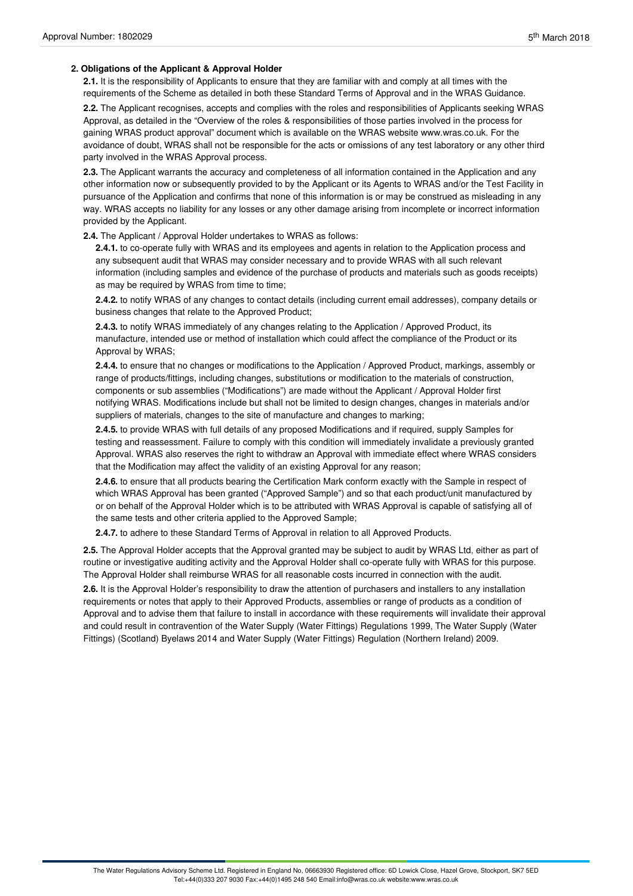## 2. Obligations of the Applicant & Approval Holder

**2.1.** It is the responsibility of Applicants to ensure that they are familiar with and comply at all times with the requirements of the Scheme as detailed in both these Standard Terms of Approval and in the WRAS Guidance.

**2.2.** The Applicant recognises, accepts and complies with the roles and responsibilities of Applicants seeking WRAS Approval, as detailed in the "Overview of the roles & responsibilities of those parties involved in the process for gaining WRAS product approval" document which is available on the WRAS website www.wras.co.uk. For the avoidance of doubt, WRAS shall not be responsible for the acts or omissions of any test laboratory or any other third party involved in the WRAS Approval process.

**2.3.** The Applicant warrants the accuracy and completeness of all information contained in the Application and any other information now or subsequently provided to by the Applicant or its Agents to WRAS and/or the Test Facility in pursuance of the Application and confirms that none of this information is or may be construed as misleading in any way. WRAS accepts no liability for any losses or any other damage arising from incomplete or incorrect information provided by the Applicant.

**2.4.** The Applicant / Approval Holder undertakes to WRAS as follows:

**2.4.1.** to co-operate fully with WRAS and its employees and agents in relation to the Application process and any subsequent audit that WRAS may consider necessary and to provide WRAS with all such relevant information (including samples and evidence of the purchase of products and materials such as goods receipts) as may be required by WRAS from time to time;

**2.4.2.** to notify WRAS of any changes to contact details (including current email addresses), company details or business changes that relate to the Approved Product;

**2.4.3.** to notify WRAS immediately of any changes relating to the Application / Approved Product, its manufacture, intended use or method of installation which could affect the compliance of the Product or its Approval by WRAS;

**2.4.4.** to ensure that no changes or modifications to the Application / Approved Product, markings, assembly or range of products/fittings, including changes, substitutions or modification to the materials of construction, components or sub assemblies ("Modifications") are made without the Applicant / Approval Holder first notifying WRAS. Modifications include but shall not be limited to design changes, changes in materials and/or suppliers of materials, changes to the site of manufacture and changes to marking;

**2.4.5.** to provide WRAS with full details of any proposed Modifications and if required, supply Samples for testing and reassessment. Failure to comply with this condition will immediately invalidate a previously granted Approval. WRAS also reserves the right to withdraw an Approval with immediate effect where WRAS considers that the Modification may affect the validity of an existing Approval for any reason;

**2.4.6.** to ensure that all products bearing the Certification Mark conform exactly with the Sample in respect of which WRAS Approval has been granted ("Approved Sample") and so that each product/unit manufactured by or on behalf of the Approval Holder which is to be attributed with WRAS Approval is capable of satisfying all of the same tests and other criteria applied to the Approved Sample;

**2.4.7.** to adhere to these Standard Terms of Approval in relation to all Approved Products.

**2.5.** The Approval Holder accepts that the Approval granted may be subject to audit by WRAS Ltd, either as part of routine or investigative auditing activity and the Approval Holder shall co-operate fully with WRAS for this purpose. The Approval Holder shall reimburse WRAS for all reasonable costs incurred in connection with the audit.

**2.6.** It is the Approval Holder's responsibility to draw the attention of purchasers and installers to any installation requirements or notes that apply to their Approved Products, assemblies or range of products as a condition of Approval and to advise them that failure to install in accordance with these requirements will invalidate their approval and could result in contravention of the Water Supply (Water Fittings) Regulations 1999, The Water Supply (Water Fittings) (Scotland) Byelaws 2014 and Water Supply (Water Fittings) Regulation (Northern Ireland) 2009.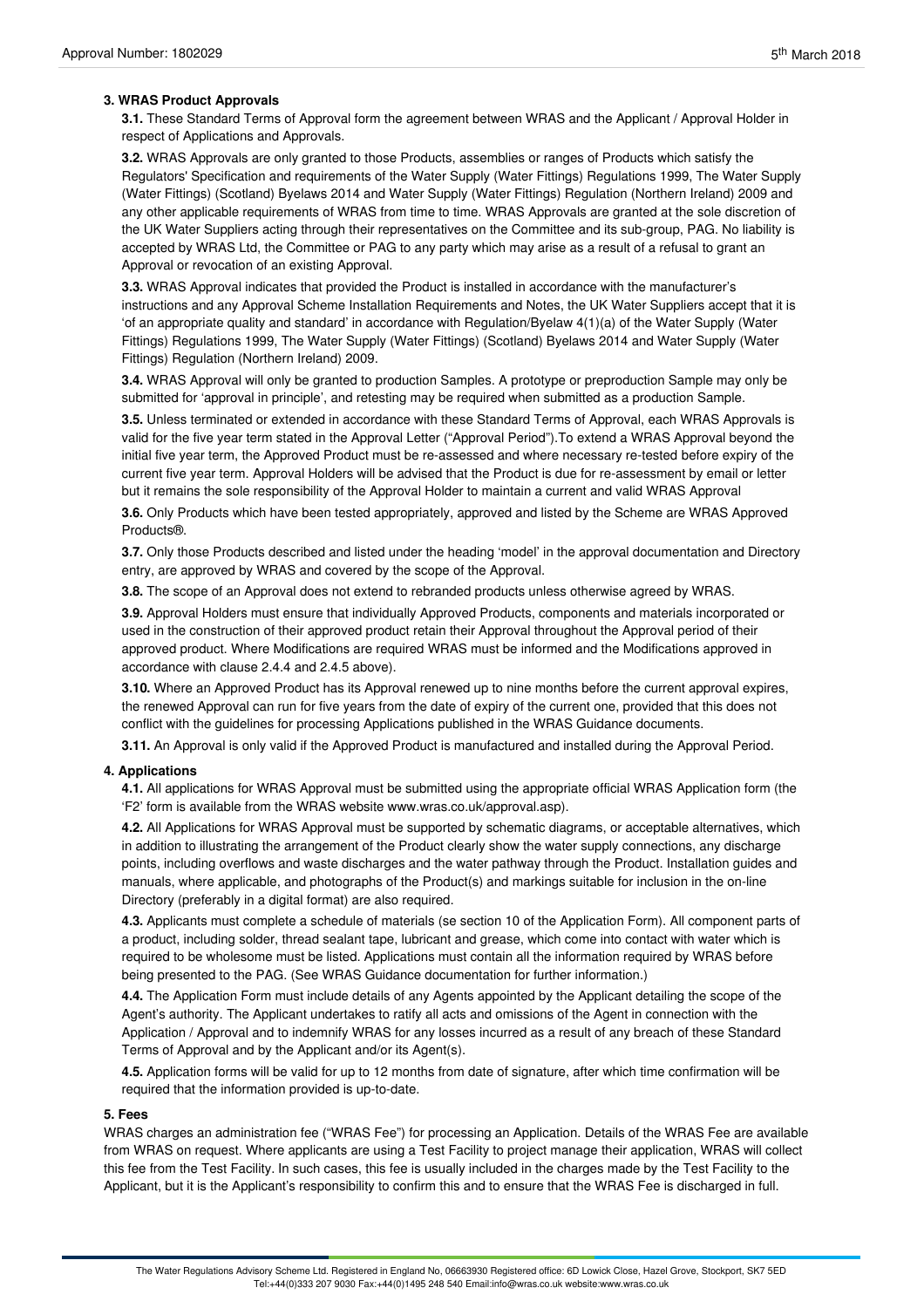### 3. WRAS Product Approvals

**3.1.** These Standard Terms of Approval form the agreement between WRAS and the Applicant / Approval Holder in respect of Applications and Approvals.

**3.2.** WRAS Approvals are only granted to those Products, assemblies or ranges of Products which satisfy the Regulators' Specification and requirements of the Water Supply (Water Fittings) Regulations 1999, The Water Supply (Water Fittings) (Scotland) Byelaws 2014 and Water Supply (Water Fittings) Regulation (Northern Ireland) 2009 and any other applicable requirements of WRAS from time to time. WRAS Approvals are granted at the sole discretion of the UK Water Suppliers acting through their representatives on the Committee and its sub-group, PAG. No liability is accepted by WRAS Ltd, the Committee or PAG to any party which may arise as a result of a refusal to grant an Approval or revocation of an existing Approval.

**3.3.** WRAS Approval indicates that provided the Product is installed in accordance with the manufacturer's instructions and any Approval Scheme Installation Requirements and Notes, the UK Water Suppliers accept that it is 'of an appropriate quality and standard' in accordance with Regulation/Byelaw 4(1)(a) of the Water Supply (Water Fittings) Regulations 1999, The Water Supply (Water Fittings) (Scotland) Byelaws 2014 and Water Supply (Water Fittings) Regulation (Northern Ireland) 2009.

**3.4.** WRAS Approval will only be granted to production Samples. A prototype or preproduction Sample may only be submitted for 'approval in principle', and retesting may be required when submitted as a production Sample.

**3.5.** Unless terminated or extended in accordance with these Standard Terms of Approval, each WRAS Approvals is valid for the five year term stated in the Approval Letter ("Approval Period").To extend a WRAS Approval beyond the initial five year term, the Approved Product must be re-assessed and where necessary re-tested before expiry of the current five year term. Approval Holders will be advised that the Product is due for re-assessment by email or letter but it remains the sole responsibility of the Approval Holder to maintain a current and valid WRAS Approval

**3.6.** Only Products which have been tested appropriately, approved and listed by the Scheme are WRAS Approved Products®.

**3.7.** Only those Products described and listed under the heading 'model' in the approval documentation and Directory entry, are approved by WRAS and covered by the scope of the Approval.

**3.8.** The scope of an Approval does not extend to rebranded products unless otherwise agreed by WRAS.

**3.9.** Approval Holders must ensure that individually Approved Products, components and materials incorporated or used in the construction of their approved product retain their Approval throughout the Approval period of their approved product. Where Modifications are required WRAS must be informed and the Modifications approved in accordance with clause 2.4.4 and 2.4.5 above).

**3.10.** Where an Approved Product has its Approval renewed up to nine months before the current approval expires, the renewed Approval can run for five years from the date of expiry of the current one, provided that this does not conflict with the guidelines for processing Applications published in the WRAS Guidance documents.

**3.11.** An Approval is only valid if the Approved Product is manufactured and installed during the Approval Period.

### 4. Applications

**4.1.** All applications for WRAS Approval must be submitted using the appropriate official WRAS Application form (the 'F2' form is available from the WRAS website www.wras.co.uk/approval.asp).

**4.2.** All Applications for WRAS Approval must be supported by schematic diagrams, or acceptable alternatives, which in addition to illustrating the arrangement of the Product clearly show the water supply connections, any discharge points, including overflows and waste discharges and the water pathway through the Product. Installation guides and manuals, where applicable, and photographs of the Product(s) and markings suitable for inclusion in the on-line Directory (preferably in a digital format) are also required.

**4.3.** Applicants must complete a schedule of materials (se section 10 of the Application Form). All component parts of a product, including solder, thread sealant tape, lubricant and grease, which come into contact with water which is required to be wholesome must be listed. Applications must contain all the information required by WRAS before being presented to the PAG. (See WRAS Guidance documentation for further information.)

**4.4.** The Application Form must include details of any Agents appointed by the Applicant detailing the scope of the Agent's authority. The Applicant undertakes to ratify all acts and omissions of the Agent in connection with the Application / Approval and to indemnify WRAS for any losses incurred as a result of any breach of these Standard Terms of Approval and by the Applicant and/or its Agent(s).

**4.5.** Application forms will be valid for up to 12 months from date of signature, after which time confirmation will be required that the information provided is up-to-date.

### 5. Fees

WRAS charges an administration fee ("WRAS Fee") for processing an Application. Details of the WRAS Fee are available from WRAS on request. Where applicants are using a Test Facility to project manage their application, WRAS will collect this fee from the Test Facility. In such cases, this fee is usually included in the charges made by the Test Facility to the Applicant, but it is the Applicant's responsibility to confirm this and to ensure that the WRAS Fee is discharged in full.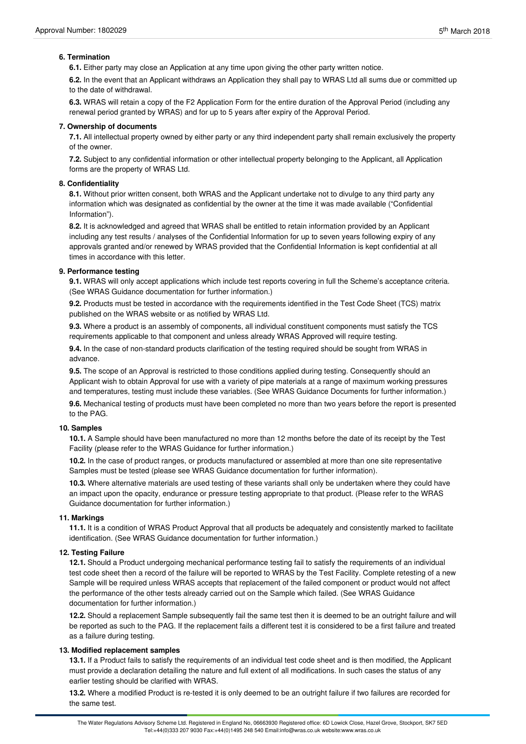## 6. Termination

**6.1.** Either party may close an Application at any time upon giving the other party written notice.

**6.2.** In the event that an Applicant withdraws an Application they shall pay to WRAS Ltd all sums due or committed up to the date of withdrawal.

**6.3.** WRAS will retain a copy of the F2 Application Form for the entire duration of the Approval Period (including any renewal period granted by WRAS) and for up to 5 years after expiry of the Approval Period.

## 7. Ownership of documents

**7.1.** All intellectual property owned by either party or any third independent party shall remain exclusively the property of the owner.

**7.2.** Subject to any confidential information or other intellectual property belonging to the Applicant, all Application forms are the property of WRAS Ltd.

## 8. Confidentiality

**8.1.** Without prior written consent, both WRAS and the Applicant undertake not to divulge to any third party any information which was designated as confidential by the owner at the time it was made available ("Confidential Information").

**8.2.** It is acknowledged and agreed that WRAS shall be entitled to retain information provided by an Applicant including any test results / analyses of the Confidential Information for up to seven years following expiry of any approvals granted and/or renewed by WRAS provided that the Confidential Information is kept confidential at all times in accordance with this letter.

## 9. Performance testing

**9.1.** WRAS will only accept applications which include test reports covering in full the Scheme's acceptance criteria. (See WRAS Guidance documentation for further information.)

**9.2.** Products must be tested in accordance with the requirements identified in the Test Code Sheet (TCS) matrix published on the WRAS website or as notified by WRAS Ltd.

**9.3.** Where a product is an assembly of components, all individual constituent components must satisfy the TCS requirements applicable to that component and unless already WRAS Approved will require testing.

**9.4.** In the case of non-standard products clarification of the testing required should be sought from WRAS in advance.

**9.5.** The scope of an Approval is restricted to those conditions applied during testing. Consequently should an Applicant wish to obtain Approval for use with a variety of pipe materials at a range of maximum working pressures and temperatures, testing must include these variables. (See WRAS Guidance Documents for further information.)

**9.6.** Mechanical testing of products must have been completed no more than two years before the report is presented to the PAG.

## 10. Samples

**10.1.** A Sample should have been manufactured no more than 12 months before the date of its receipt by the Test Facility (please refer to the WRAS Guidance for further information.)

**10.2.** In the case of product ranges, or products manufactured or assembled at more than one site representative Samples must be tested (please see WRAS Guidance documentation for further information).

**10.3.** Where alternative materials are used testing of these variants shall only be undertaken where they could have an impact upon the opacity, endurance or pressure testing appropriate to that product. (Please refer to the WRAS Guidance documentation for further information.)

## 11. Markings

**11.1.** It is a condition of WRAS Product Approval that all products be adequately and consistently marked to facilitate identification. (See WRAS Guidance documentation for further information.)

## 12. Testing Failure

**12.1.** Should a Product undergoing mechanical performance testing fail to satisfy the requirements of an individual test code sheet then a record of the failure will be reported to WRAS by the Test Facility. Complete retesting of a new Sample will be required unless WRAS accepts that replacement of the failed component or product would not affect the performance of the other tests already carried out on the Sample which failed. (See WRAS Guidance documentation for further information.)

**12.2.** Should a replacement Sample subsequently fail the same test then it is deemed to be an outright failure and will be reported as such to the PAG. If the replacement fails a different test it is considered to be a first failure and treated as a failure during testing.

## 13. Modified replacement samples

**13.1.** If a Product fails to satisfy the requirements of an individual test code sheet and is then modified, the Applicant must provide a declaration detailing the nature and full extent of all modifications. In such cases the status of any earlier testing should be clarified with WRAS.

**13.2.** Where a modified Product is re-tested it is only deemed to be an outright failure if two failures are recorded for the same test.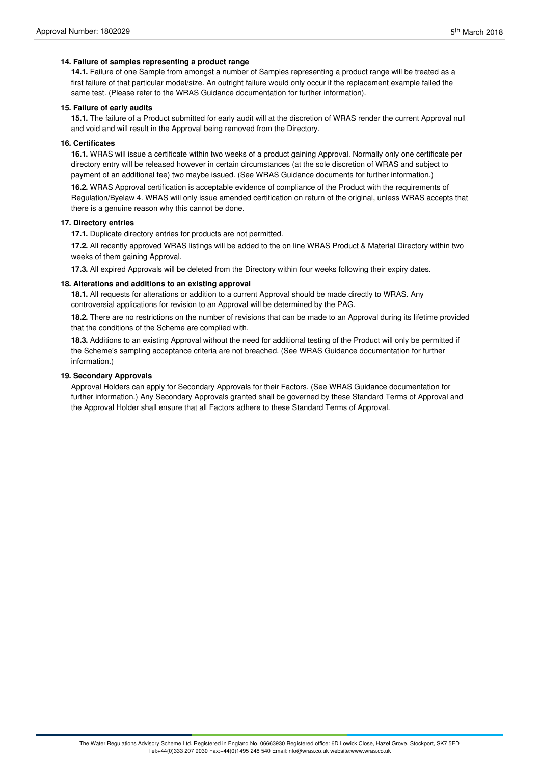**14. Failure of samples representing a product range**

**14.1.** Failure of one Sample from amongst a number of Samples representing a product range will be treated as a first failure of that particular model/size. An outright failure would only occur if the replacement example failed the same test. (Please refer to the WRAS Guidance documentation for further information).

**15. Failure of early audits**

**15.1.** The failure of a Product submitted for early audit will at the discretion of WRAS render the current Approval null and void and will result in the Approval being removed from the Directory.

**16. Certificates**

**16.1.** WRAS will issue a certificate within two weeks of a product gaining Approval. Normally only one certificate per directory entry will be released however in certain circumstances (at the sole discretion of WRAS and subject to payment of an additional fee) two maybe issued. (See WRAS Guidance documents for further information.)

**16.2.** WRAS Approval certification is acceptable evidence of compliance of the Product with the requirements of Regulation/Byelaw 4. WRAS will only issue amended certification on return of the original, unless WRAS accepts that there is a genuine reason why this cannot be done.

**17. Directory entries**

**17.1.** Duplicate directory entries for products are not permitted.

**17.2.** All recently approved WRAS listings will be added to the on line WRAS Product & Material Directory within two weeks of them gaining Approval.

**17.3.** All expired Approvals will be deleted from the Directory within four weeks following their expiry dates.

**18. Alterations and additions to an existing approval**

**18.1.** All requests for alterations or addition to a current Approval should be made directly to WRAS. Any controversial applications for revision to an Approval will be determined by the PAG.

**18.2.** There are no restrictions on the number of revisions that can be made to an Approval during its lifetime provided that the conditions of the Scheme are complied with.

**18.3.** Additions to an existing Approval without the need for additional testing of the Product will only be permitted if the Scheme's sampling acceptance criteria are not breached. (See WRAS Guidance documentation for further information.)

**19. Secondary Approvals**

Approval Holders can apply for Secondary Approvals for their Factors. (See WRAS Guidance documentation for further information.) Any Secondary Approvals granted shall be governed by these Standard Terms of Approval and the Approval Holder shall ensure that all Factors adhere to these Standard Terms of Approval.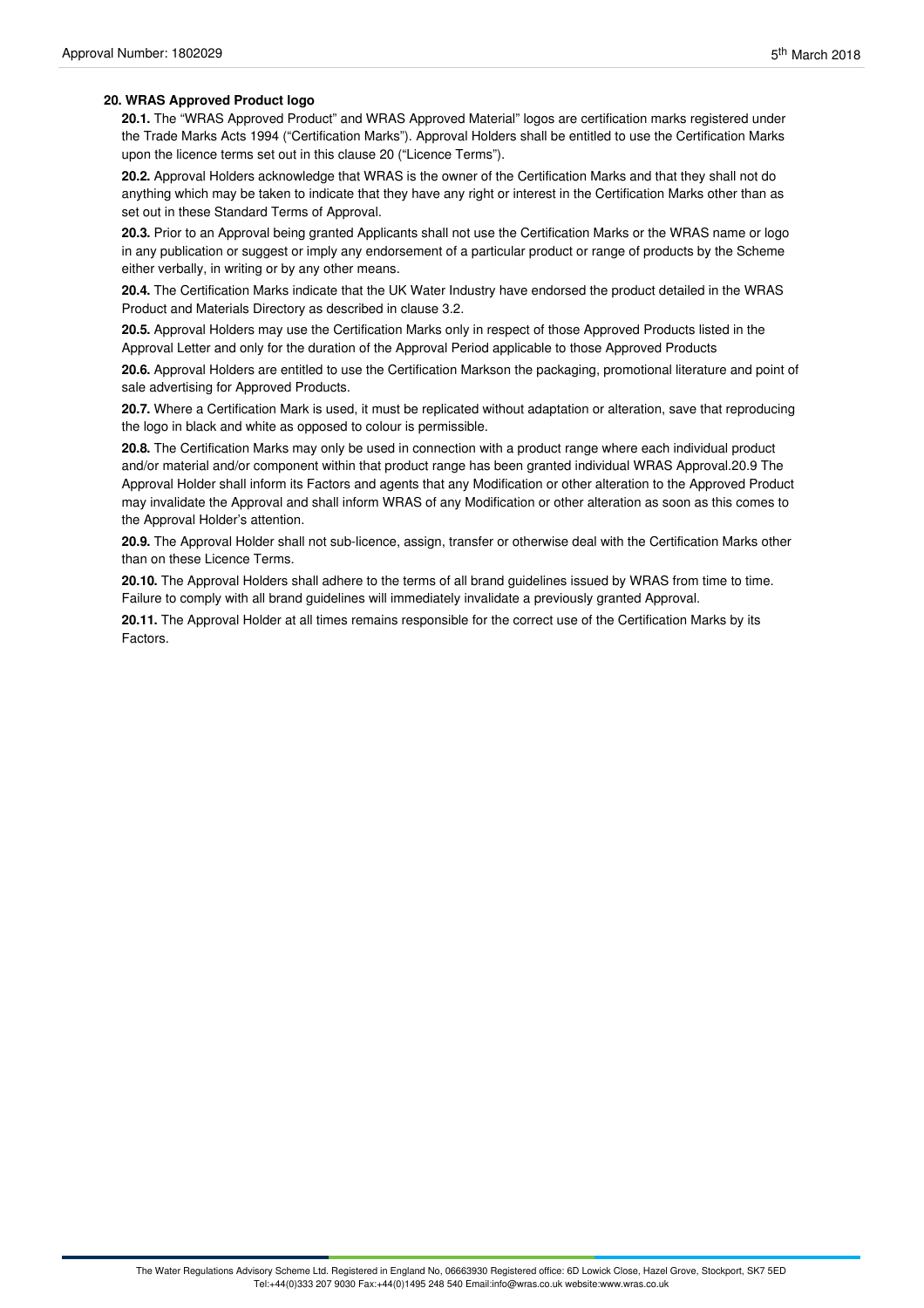## 20. WRAS Approved Product logo

**20.1.** The "WRAS Approved Product" and WRAS Approved Material" logos are certification marks registered under the Trade Marks Acts 1994 ("Certification Marks"). Approval Holders shall be entitled to use the Certification Marks upon the licence terms set out in this clause 20 ("Licence Terms").

**20.2.** Approval Holders acknowledge that WRAS is the owner of the Certification Marks and that they shall not do anything which may be taken to indicate that they have any right or interest in the Certification Marks other than as set out in these Standard Terms of Approval.

**20.3.** Prior to an Approval being granted Applicants shall not use the Certification Marks or the WRAS name or logo in any publication or suggest or imply any endorsement of a particular product or range of products by the Scheme either verbally, in writing or by any other means.

**20.4.** The Certification Marks indicate that the UK Water Industry have endorsed the product detailed in the WRAS Product and Materials Directory as described in clause 3.2.

**20.5.** Approval Holders may use the Certification Marks only in respect of those Approved Products listed in the Approval Letter and only for the duration of the Approval Period applicable to those Approved Products

**20.6.** Approval Holders are entitled to use the Certification Markson the packaging, promotional literature and point of sale advertising for Approved Products.

**20.7.** Where a Certification Mark is used, it must be replicated without adaptation or alteration, save that reproducing the logo in black and white as opposed to colour is permissible.

**20.8.** The Certification Marks may only be used in connection with a product range where each individual product and/or material and/or component within that product range has been granted individual WRAS Approval.20.9 The Approval Holder shall inform its Factors and agents that any Modification or other alteration to the Approved Product may invalidate the Approval and shall inform WRAS of any Modification or other alteration as soon as this comes to the Approval Holder's attention.

**20.9.** The Approval Holder shall not sub-licence, assign, transfer or otherwise deal with the Certification Marks other than on these Licence Terms.

**20.10.** The Approval Holders shall adhere to the terms of all brand guidelines issued by WRAS from time to time. Failure to comply with all brand guidelines will immediately invalidate a previously granted Approval.

**20.11.** The Approval Holder at all times remains responsible for the correct use of the Certification Marks by its Factors.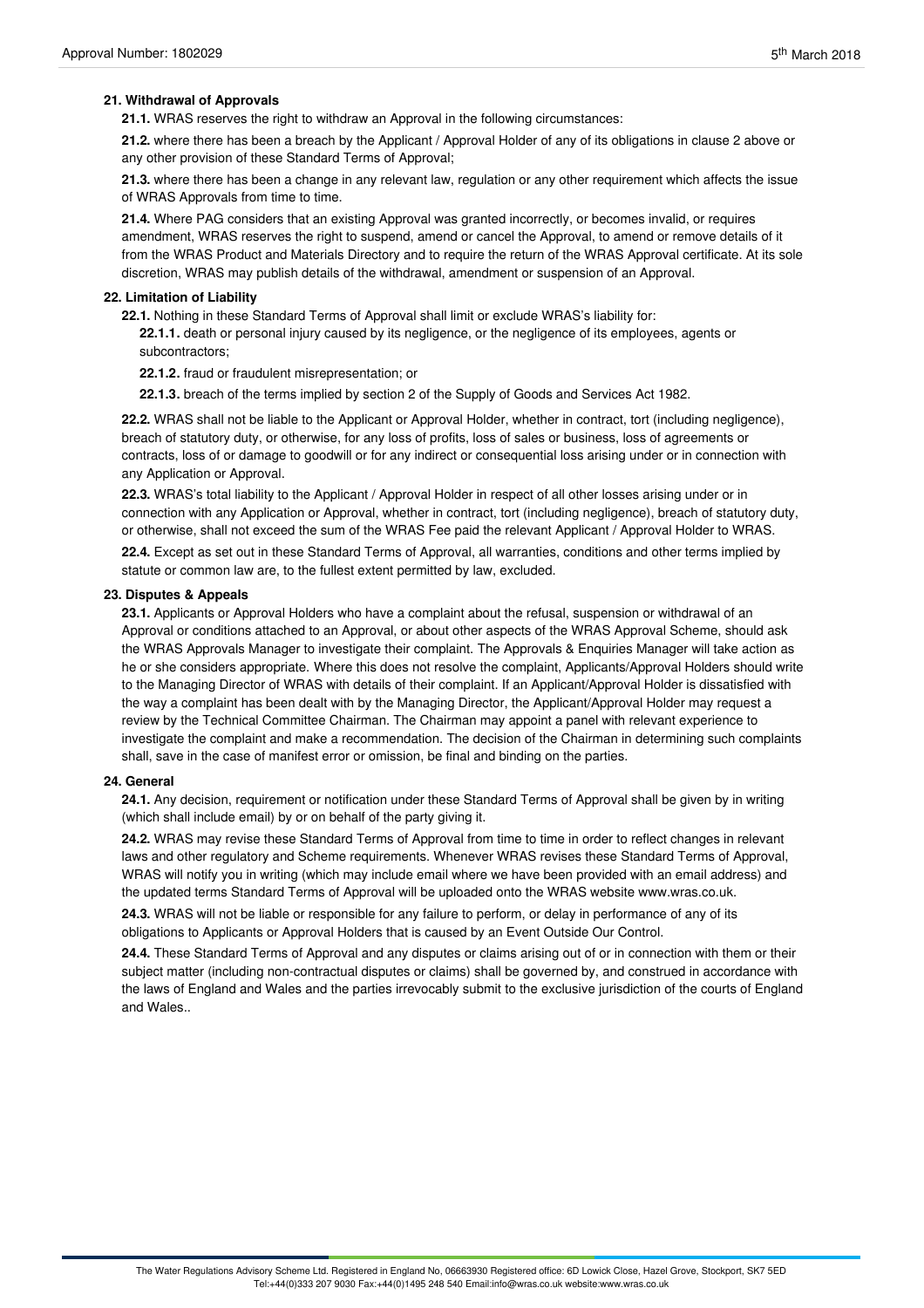**21. Withdrawal of Approvals**

**21.1.** WRAS reserves the right to withdraw an Approval in the following circumstances:

**21.2.** where there has been a breach by the Applicant / Approval Holder of any of its obligations in clause 2 above or any other provision of these Standard Terms of Approval;

**21.3.** where there has been a change in any relevant law, regulation or any other requirement which affects the issue of WRAS Approvals from time to time.

**21.4.** Where PAG considers that an existing Approval was granted incorrectly, or becomes invalid, or requires amendment, WRAS reserves the right to suspend, amend or cancel the Approval, to amend or remove details of it from the WRAS Product and Materials Directory and to require the return of the WRAS Approval certificate. At its sole discretion, WRAS may publish details of the withdrawal, amendment or suspension of an Approval.

**22. Limitation of Liability**

**22.1.** Nothing in these Standard Terms of Approval shall limit or exclude WRAS's liability for:

**22.1.1.** death or personal injury caused by its negligence, or the negligence of its employees, agents or subcontractors;

**22.1.2.** fraud or fraudulent misrepresentation; or

**22.1.3.** breach of the terms implied by section 2 of the Supply of Goods and Services Act 1982.

**22.2.** WRAS shall not be liable to the Applicant or Approval Holder, whether in contract, tort (including negligence), breach of statutory duty, or otherwise, for any loss of profits, loss of sales or business, loss of agreements or contracts, loss of or damage to goodwill or for any indirect or consequential loss arising under or in connection with any Application or Approval.

**22.3.** WRAS's total liability to the Applicant / Approval Holder in respect of all other losses arising under or in connection with any Application or Approval, whether in contract, tort (including negligence), breach of statutory duty, or otherwise, shall not exceed the sum of the WRAS Fee paid the relevant Applicant / Approval Holder to WRAS.

**22.4.** Except as set out in these Standard Terms of Approval, all warranties, conditions and other terms implied by statute or common law are, to the fullest extent permitted by law, excluded.

**23. Disputes & Appeals**

**23.1.** Applicants or Approval Holders who have a complaint about the refusal, suspension or withdrawal of an Approval or conditions attached to an Approval, or about other aspects of the WRAS Approval Scheme, should ask the WRAS Approvals Manager to investigate their complaint. The Approvals & Enquiries Manager will take action as he or she considers appropriate. Where this does not resolve the complaint, Applicants/Approval Holders should write to the Managing Director of WRAS with details of their complaint. If an Applicant/Approval Holder is dissatisfied with the way a complaint has been dealt with by the Managing Director, the Applicant/Approval Holder may request a review by the Technical Committee Chairman. The Chairman may appoint a panel with relevant experience to investigate the complaint and make a recommendation. The decision of the Chairman in determining such complaints shall, save in the case of manifest error or omission, be final and binding on the parties.

**24. General**

**24.1.** Any decision, requirement or notification under these Standard Terms of Approval shall be given by in writing (which shall include email) by or on behalf of the party giving it.

**24.2.** WRAS may revise these Standard Terms of Approval from time to time in order to reflect changes in relevant laws and other regulatory and Scheme requirements. Whenever WRAS revises these Standard Terms of Approval, WRAS will notify you in writing (which may include email where we have been provided with an email address) and the updated terms Standard Terms of Approval will be uploaded onto the WRAS website www.wras.co.uk.

**24.3.** WRAS will not be liable or responsible for any failure to perform, or delay in performance of any of its obligations to Applicants or Approval Holders that is caused by an Event Outside Our Control.

**24.4.** These Standard Terms of Approval and any disputes or claims arising out of or in connection with them or their subject matter (including non-contractual disputes or claims) shall be governed by, and construed in accordance with the laws of England and Wales and the parties irrevocably submit to the exclusive jurisdiction of the courts of England and Wales..